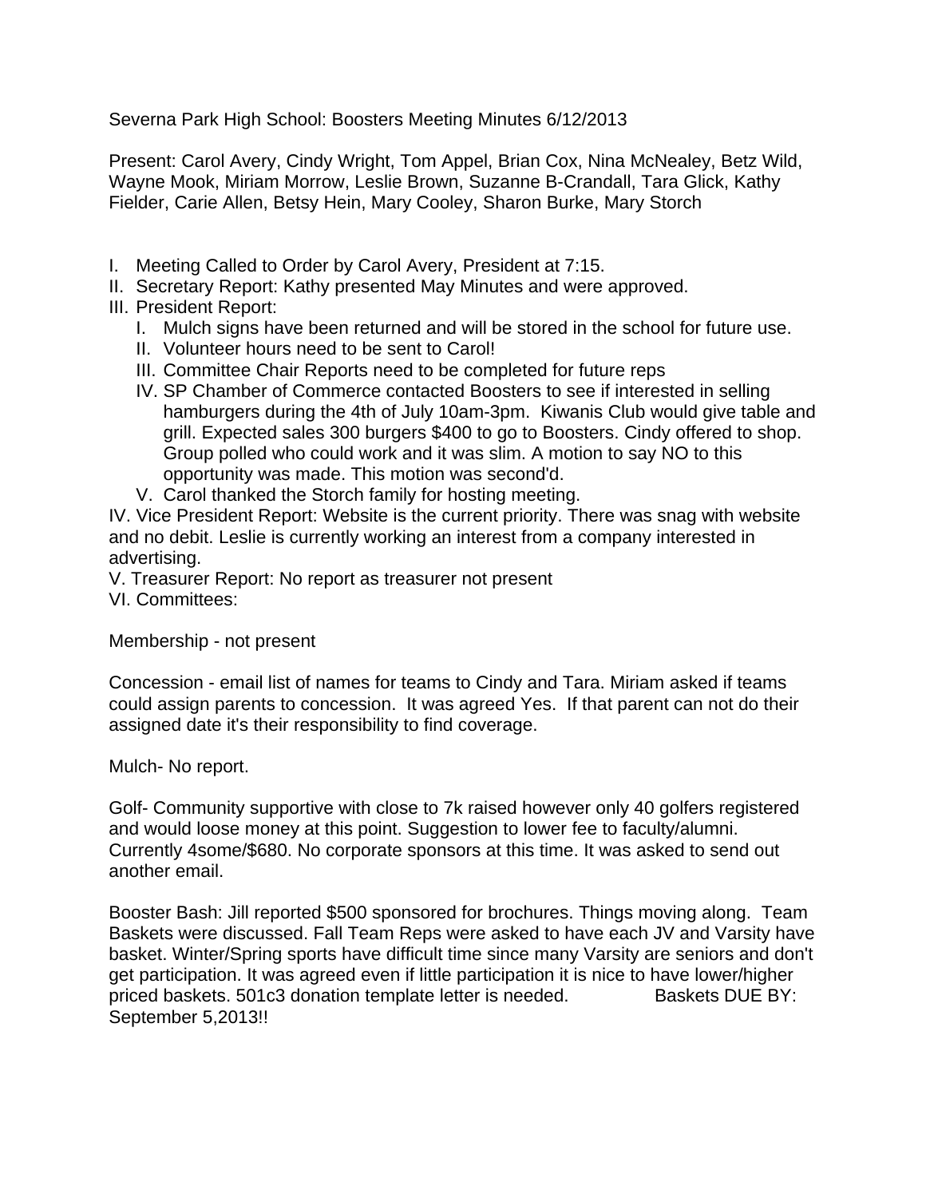Severna Park High School: Boosters Meeting Minutes 6/12/2013

Present: Carol Avery, Cindy Wright, Tom Appel, Brian Cox, Nina McNealey, Betz Wild, Wayne Mook, Miriam Morrow, Leslie Brown, Suzanne B-Crandall, Tara Glick, Kathy Fielder, Carie Allen, Betsy Hein, Mary Cooley, Sharon Burke, Mary Storch

I. Meeting Called to Order by Carol Avery, President at 7:15.
II. Secretary Report: Kathy presented May Minutes and were approved.
III. President Report:
    I. Mulch signs have been returned and will be stored in the school for future use.
    II. Volunteer hours need to be sent to Carol!
    III. Committee Chair Reports need to be completed for future reps
    IV. SP Chamber of Commerce contacted Boosters to see if interested in selling hamburgers during the 4th of July 10am-3pm. Kiwanis Club would give table and grill. Expected sales 300 burgers $400 to go to Boosters. Cindy offered to shop. Group polled who could work and it was slim. A motion to say NO to this opportunity was made. This motion was second'd.
    V. Carol thanked the Storch family for hosting meeting.

IV. Vice President Report: Website is the current priority. There was snag with website and no debit. Leslie is currently working an interest from a company interested in advertising.
V. Treasurer Report: No report as treasurer not present
VI. Committees:

Membership - not present

Concession - email list of names for teams to Cindy and Tara. Miriam asked if teams could assign parents to concession. It was agreed Yes. If that parent can not do their assigned date it's their responsibility to find coverage.

Mulch- No report.

Golf- Community supportive with close to 7k raised however only 40 golfers registered and would loose money at this point. Suggestion to lower fee to faculty/alumni. Currently 4some/$680. No corporate sponsors at this time. It was asked to send out another email.

Booster Bash: Jill reported $500 sponsored for brochures. Things moving along. Team Baskets were discussed. Fall Team Reps were asked to have each JV and Varsity have basket. Winter/Spring sports have difficult time since many Varsity are seniors and don't get participation. It was agreed even if little participation it is nice to have lower/higher priced baskets. 501c3 donation template letter is needed. Baskets DUE BY: September 5,2013!!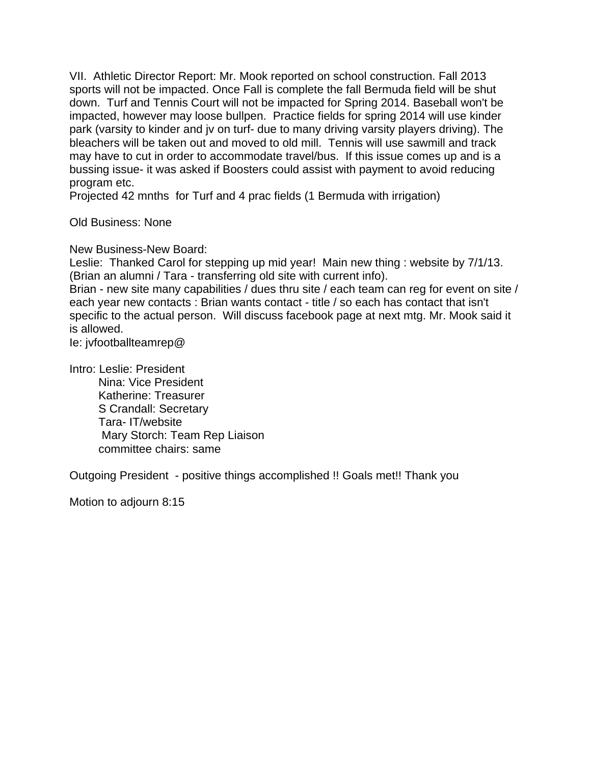VII. Athletic Director Report: Mr. Mook reported on school construction. Fall 2013 sports will not be impacted. Once Fall is complete the fall Bermuda field will be shut down. Turf and Tennis Court will not be impacted for Spring 2014. Baseball won't be impacted, however may loose bullpen. Practice fields for spring 2014 will use kinder park (varsity to kinder and jv on turf- due to many driving varsity players driving). The bleachers will be taken out and moved to old mill. Tennis will use sawmill and track may have to cut in order to accommodate travel/bus. If this issue comes up and is a bussing issue- it was asked if Boosters could assist with payment to avoid reducing program etc.
Projected 42 mnths for Turf and 4 prac fields (1 Bermuda with irrigation)

Old Business: None

New Business-New Board:
Leslie: Thanked Carol for stepping up mid year! Main new thing : website by 7/1/13. (Brian an alumni / Tara - transferring old site with current info).
Brian - new site many capabilities / dues thru site / each team can reg for event on site / each year new contacts : Brian wants contact - title / so each has contact that isn't specific to the actual person. Will discuss facebook page at next mtg. Mr. Mook said it is allowed.
Ie: jvfootballteamrep@

Intro: Leslie: President
Nina: Vice President
Katherine: Treasurer
S Crandall: Secretary
Tara- IT/website
Mary Storch: Team Rep Liaison
committee chairs: same

Outgoing President - positive things accomplished !! Goals met!! Thank you

Motion to adjourn 8:15